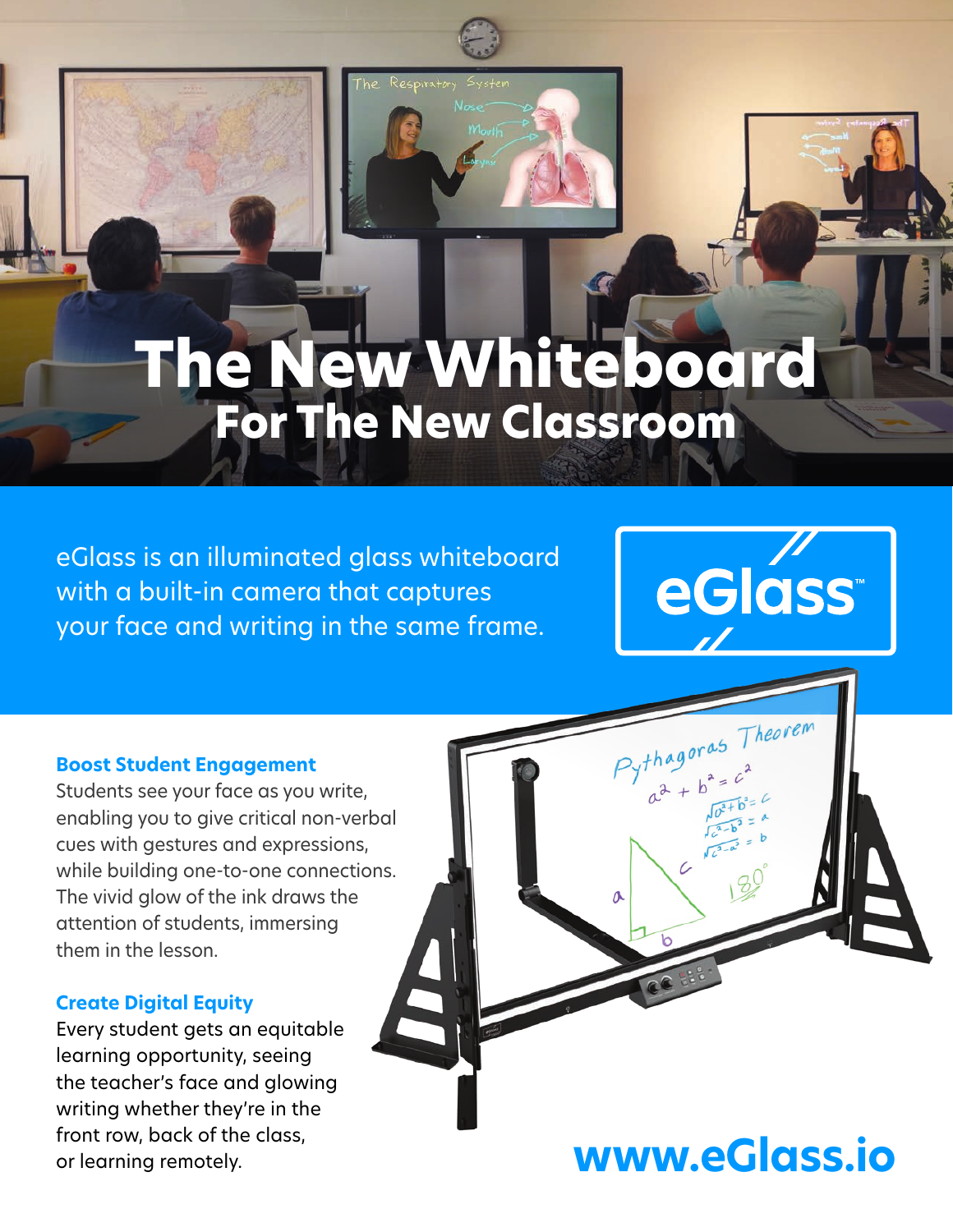# The New Whiteboard
## For The New Classroom

eGlass is an illuminated glass whiteboard with a built-in camera that captures your face and writing in the same frame.

eGlass™

### Boost Student Engagement

Students see your face as you write, enabling you to give critical non-verbal cues with gestures and expressions, while building one-to-one connections. The vivid glow of the ink draws the attention of students, immersing them in the lesson.

### Create Digital Equity

Every student gets an equitable learning opportunity, seeing the teacher's face and glowing writing whether they're in the front row, back of the class, or learning remotely.

**www.eGlass.io**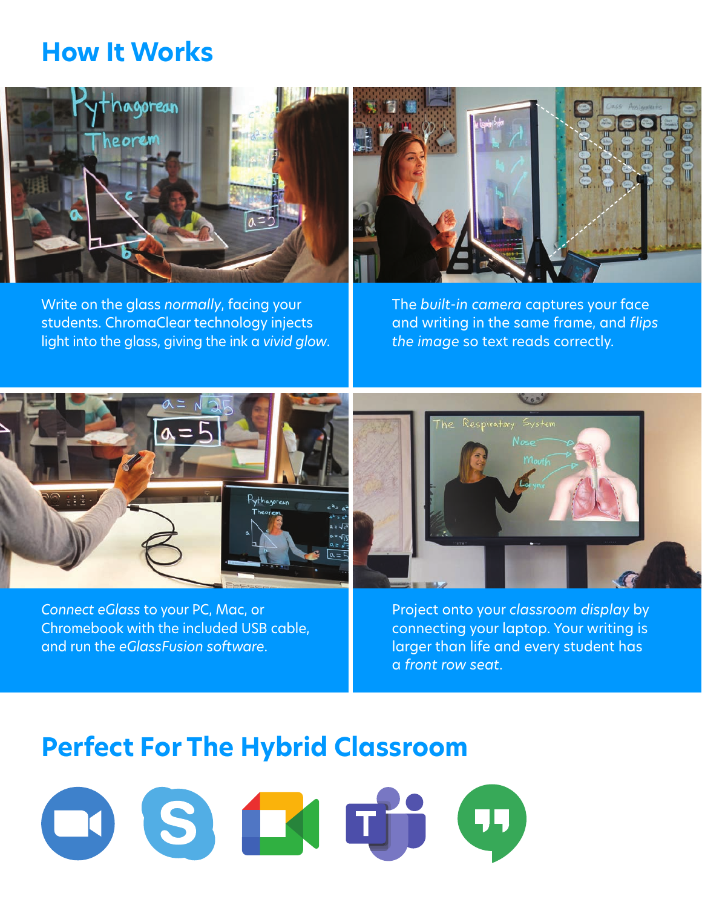## How It Works

Write on the glass *normally*, facing your students. ChromaClear technology injects light into the glass, giving the ink a *vivid glow*.

The *built-in camera* captures your face and writing in the same frame, and *flips the image* so text reads correctly.

*Connect eGlass* to your PC, Mac, or Chromebook with the included USB cable, and run the *eGlassFusion software*.

Project onto your *classroom display* by connecting your laptop. Your writing is larger than life and every student has a *front row seat*.

## Perfect For The Hybrid Classroom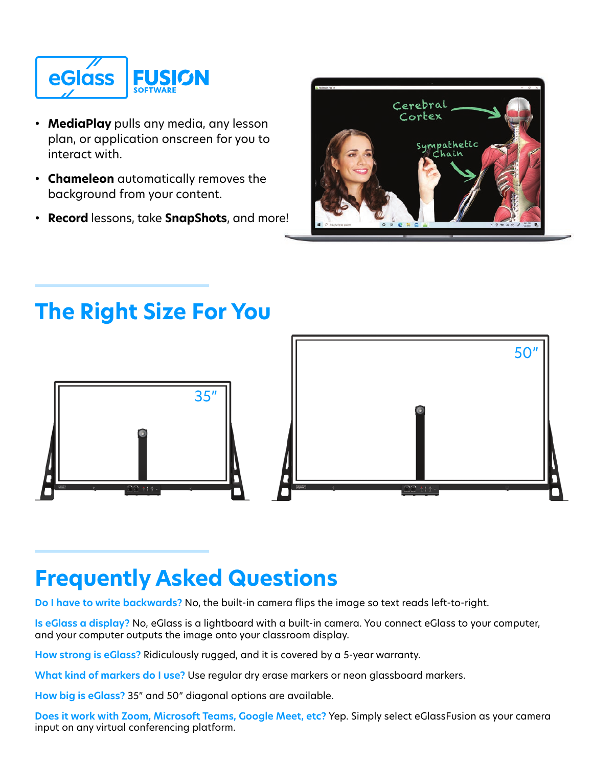eGlass FUSION SOFTWARE

- **MediaPlay** pulls any media, any lesson plan, or application onscreen for you to interact with.
- **Chameleon** automatically removes the background from your content.
- **Record** lessons, take **SnapShots**, and more!

## The Right Size For You

35″

50″

## Frequently Asked Questions

**Do I have to write backwards?** No, the built-in camera flips the image so text reads left-to-right.

**Is eGlass a display?** No, eGlass is a lightboard with a built-in camera. You connect eGlass to your computer, and your computer outputs the image onto your classroom display.

**How strong is eGlass?** Ridiculously rugged, and it is covered by a 5-year warranty.

**What kind of markers do I use?** Use regular dry erase markers or neon glassboard markers.

**How big is eGlass?** 35″ and 50″ diagonal options are available.

**Does it work with Zoom, Microsoft Teams, Google Meet, etc?** Yep. Simply select eGlassFusion as your camera input on any virtual conferencing platform.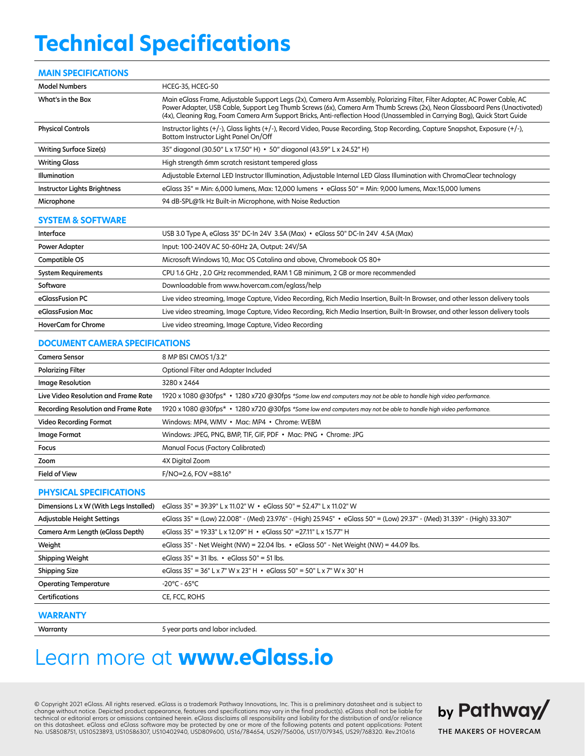# Technical Specifications

## MAIN SPECIFICATIONS

| | |
|---|---|
| Model Numbers | HCEG-35, HCEG-50 |
| What's in the Box | Main eGlass Frame, Adjustable Support Legs (2x), Camera Arm Assembly, Polarizing Filter, Filter Adapter, AC Power Cable, AC Power Adapter, USB Cable, Support Leg Thumb Screws (6x), Camera Arm Thumb Screws (2x), Neon Glassboard Pens (Unactivated) (4x), Cleaning Rag, Foam Camera Arm Support Bricks, Anti-reflection Hood (Unassembled in Carrying Bag), Quick Start Guide |
| Physical Controls | Instructor lights (+/-), Glass lights (+/-), Record Video, Pause Recording, Stop Recording, Capture Snapshot, Exposure (+/-), Bottom Instructor Light Panel On/Off |
| Writing Surface Size(s) | 35" diagonal (30.50" L x 17.50" H) • 50" diagonal (43.59" L x 24.52" H) |
| Writing Glass | High strength 6mm scratch resistant tempered glass |
| Illumination | Adjustable External LED Instructor Illumination, Adjustable Internal LED Glass Illumination with ChromaClear technology |
| Instructor Lights Brightness | eGlass 35" = Min: 6,000 lumens, Max: 12,000 lumens • eGlass 50" = Min: 9,000 lumens, Max:15,000 lumens |
| Microphone | 94 dB-SPL@1k Hz Built-in Microphone, with Noise Reduction |

## SYSTEM & SOFTWARE

| | |
|---|---|
| Interface | USB 3.0 Type A, eGlass 35" DC-In 24V 3.5A (Max) • eGlass 50" DC-In 24V 4.5A (Max) |
| Power Adapter | Input: 100-240V AC 50-60Hz 2A, Output: 24V/5A |
| Compatible OS | Microsoft Windows 10, Mac OS Catalina and above, Chromebook OS 80+ |
| System Requirements | CPU 1.6 GHz , 2.0 GHz recommended, RAM 1 GB minimum, 2 GB or more recommended |
| Software | Downloadable from www.hovercam.com/eglass/help |
| eGlassFusion PC | Live video streaming, Image Capture, Video Recording, Rich Media Insertion, Built-In Browser, and other lesson delivery tools |
| eGlassFusion Mac | Live video streaming, Image Capture, Video Recording, Rich Media Insertion, Built-In Browser, and other lesson delivery tools |
| HoverCam for Chrome | Live video streaming, Image Capture, Video Recording |

## DOCUMENT CAMERA SPECIFICATIONS

| | |
|---|---|
| Camera Sensor | 8 MP BSI CMOS 1/3.2" |
| Polarizing Filter | Optional Filter and Adapter Included |
| Image Resolution | 3280 x 2464 |
| Live Video Resolution and Frame Rate | 1920 x 1080 @30fps* • 1280 x720 @30fps *Some low end computers may not be able to handle high video performance.* |
| Recording Resolution and Frame Rate | 1920 x 1080 @30fps* • 1280 x720 @30fps *Some low end computers may not be able to handle high video performance.* |
| Video Recording Format | Windows: MP4, WMV • Mac: MP4 • Chrome: WEBM |
| Image Format | Windows: JPEG, PNG, BMP, TIF, GIF, PDF • Mac: PNG • Chrome: JPG |
| Focus | Manual Focus (Factory Calibrated) |
| Zoom | 4X Digital Zoom |
| Field of View | F/NO=2.6, FOV =88.16° |

## PHYSICAL SPECIFICATIONS

| | |
|---|---|
| Dimensions L x W (With Legs Installed) | eGlass 35" = 39.39" L x 11.02" W • eGlass 50" = 52.47" L x 11.02" W |
| Adjustable Height Settings | eGlass 35" = (Low) 22.008" - (Med) 23.976" - (High) 25.945" • eGlass 50" = (Low) 29.37" - (Med) 31.339" - (High) 33.307" |
| Camera Arm Length (eGlass Depth) | eGlass 35" = 19.33" L x 12.09" H • eGlass 50" =27.11" L x 15.77" H |
| Weight | eGlass 35" - Net Weight (NW) = 22.04 lbs. • eGlass 50" - Net Weight (NW) = 44.09 lbs. |
| Shipping Weight | eGlass 35" = 31 lbs. • eGlass 50" = 51 lbs. |
| Shipping Size | eGlass 35" = 36" L x 7" W x 23" H • eGlass 50" = 50" L x 7" W x 30" H |
| Operating Temperature | -20°C - 65°C |
| Certifications | CE, FCC, ROHS |

## WARRANTY

| | |
|---|---|
| Warranty | 5 year parts and labor included. |

# Learn more at **www.eGlass.io**

© Copyright 2021 eGlass. All rights reserved. eGlass is a trademark Pathway Innovations, Inc. This is a preliminary datasheet and is subject to change without notice. Depicted product appearance, features and specifications may vary in the final product(s). eGlass shall not be liable for technical or editorial errors or omissions contained herein. eGlass disclaims all responsibility and liability for the distribution of and/or reliance on this datasheet. eGlass and eGlass software may be protected by one or more of the following patents and patent applications: Patent No. US8508751, US10523893, US10586307, US10402940, USD809600, US16/784654, US29/756006, US17/079345, US29/768320. Rev.210616

by Pathway/

THE MAKERS OF HOVERCAM